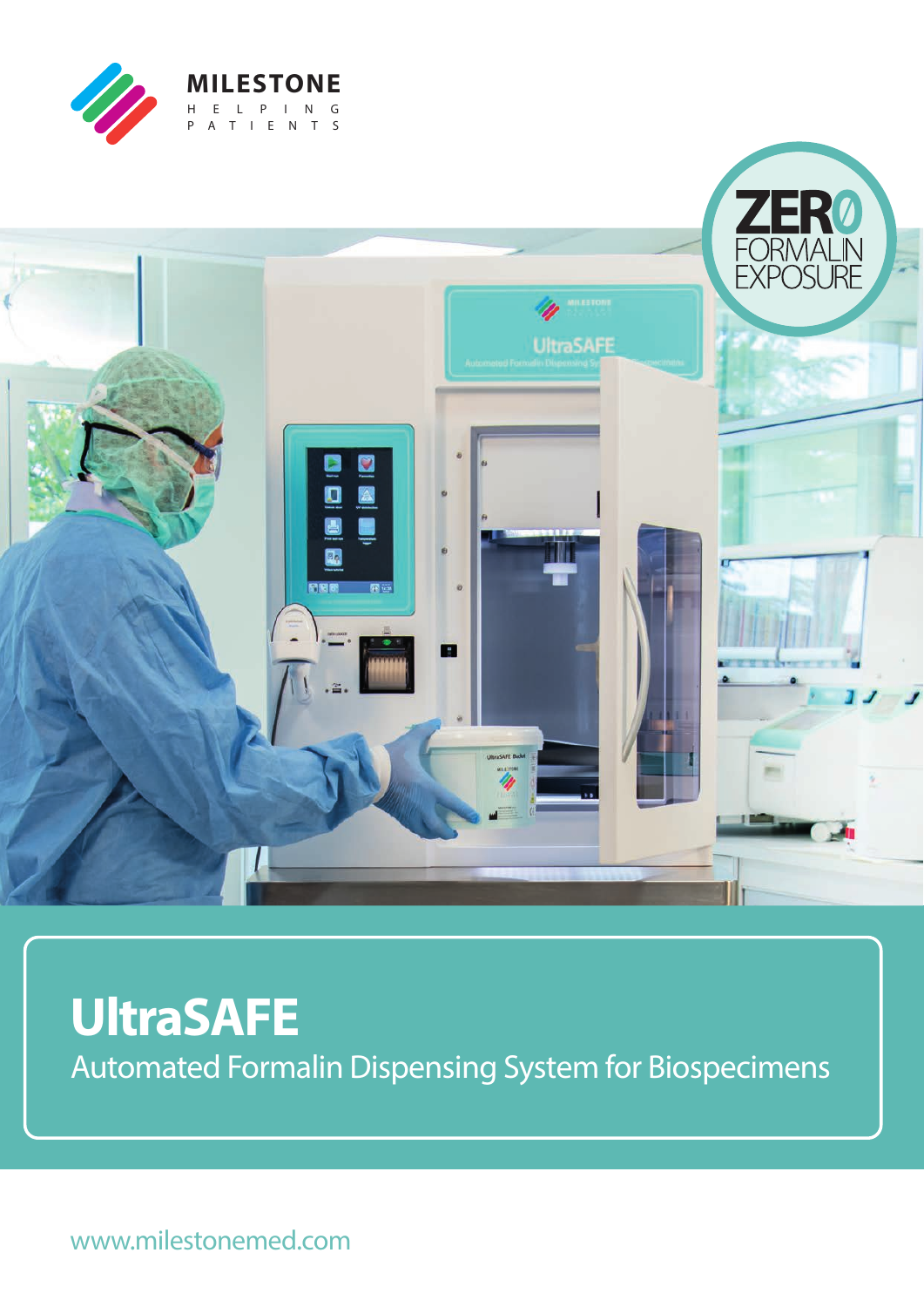MILESTONE

HELPING PATIENTS

ZERO FORMALIN EXPOSURE

# UltraSAFE

Automated Formalin Dispensing System for Biospecimens

www.milestonemed.com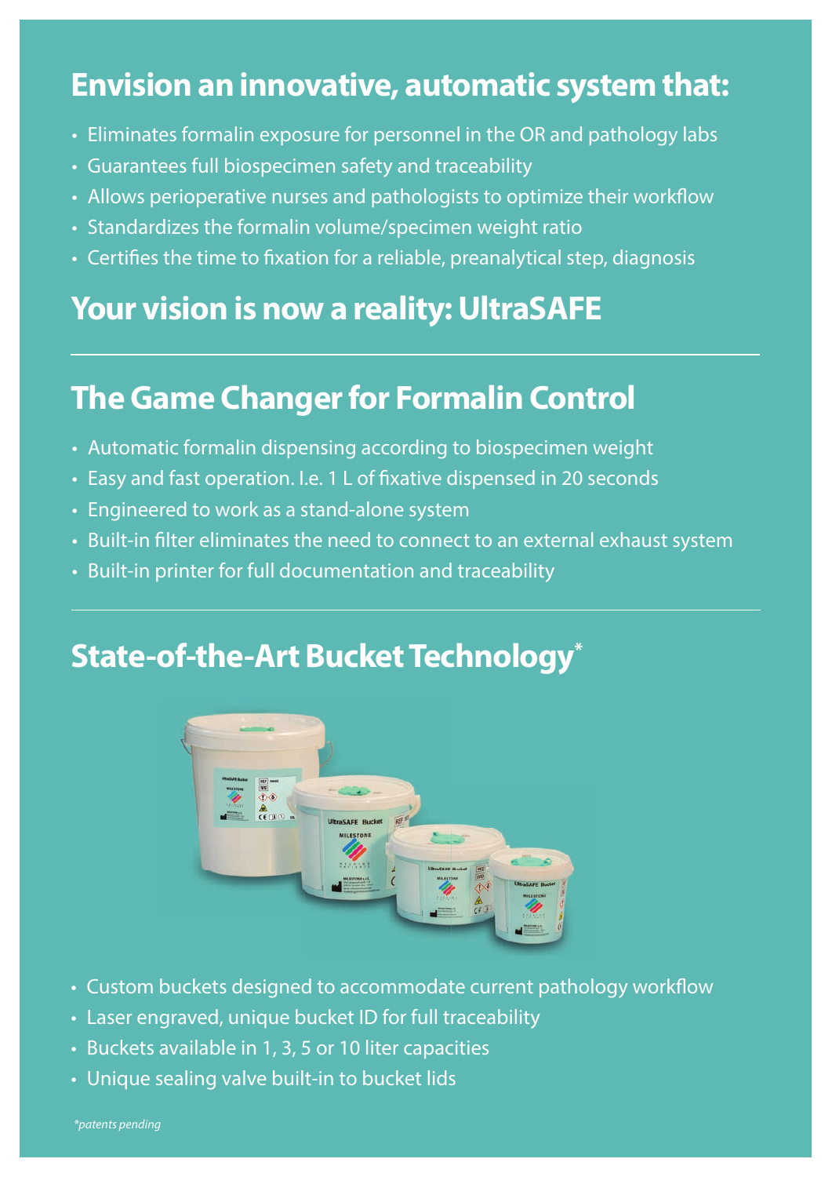## Envision an innovative, automatic system that:

- Eliminates formalin exposure for personnel in the OR and pathology labs
- Guarantees full biospecimen safety and traceability
- Allows perioperative nurses and pathologists to optimize their workflow
- Standardizes the formalin volume/specimen weight ratio
- Certifies the time to fixation for a reliable, preanalytical step, diagnosis

## Your vision is now a reality: UltraSAFE

---

## The Game Changer for Formalin Control

- Automatic formalin dispensing according to biospecimen weight
- Easy and fast operation. I.e. 1 L of fixative dispensed in 20 seconds
- Engineered to work as a stand-alone system
- Built-in filter eliminates the need to connect to an external exhaust system
- Built-in printer for full documentation and traceability

---

## State-of-the-Art Bucket Technology*

- Custom buckets designed to accommodate current pathology workflow
- Laser engraved, unique bucket ID for full traceability
- Buckets available in 1, 3, 5 or 10 liter capacities
- Unique sealing valve built-in to bucket lids

*\*patents pending*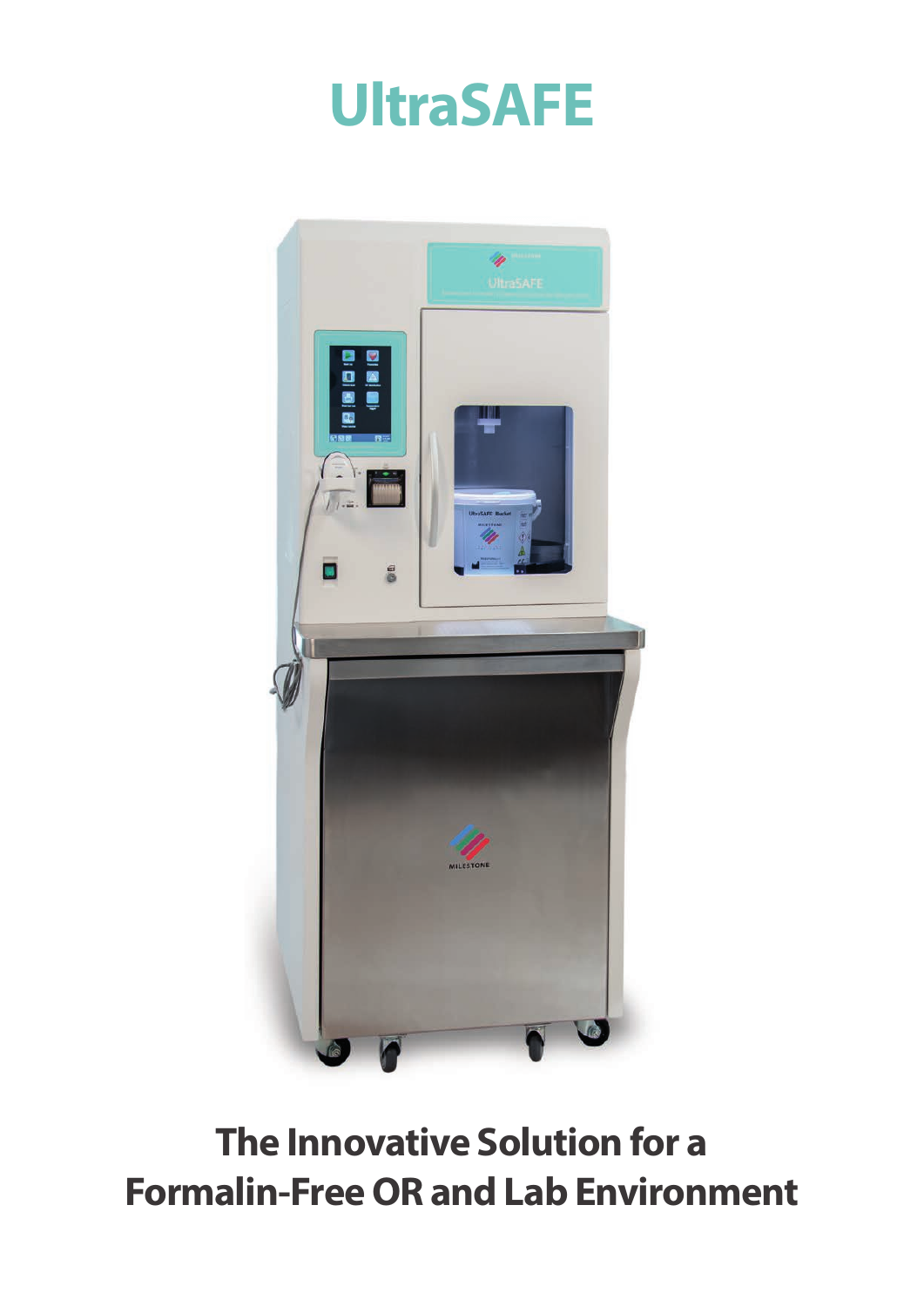# UltraSAFE

## The Innovative Solution for a Formalin-Free OR and Lab Environment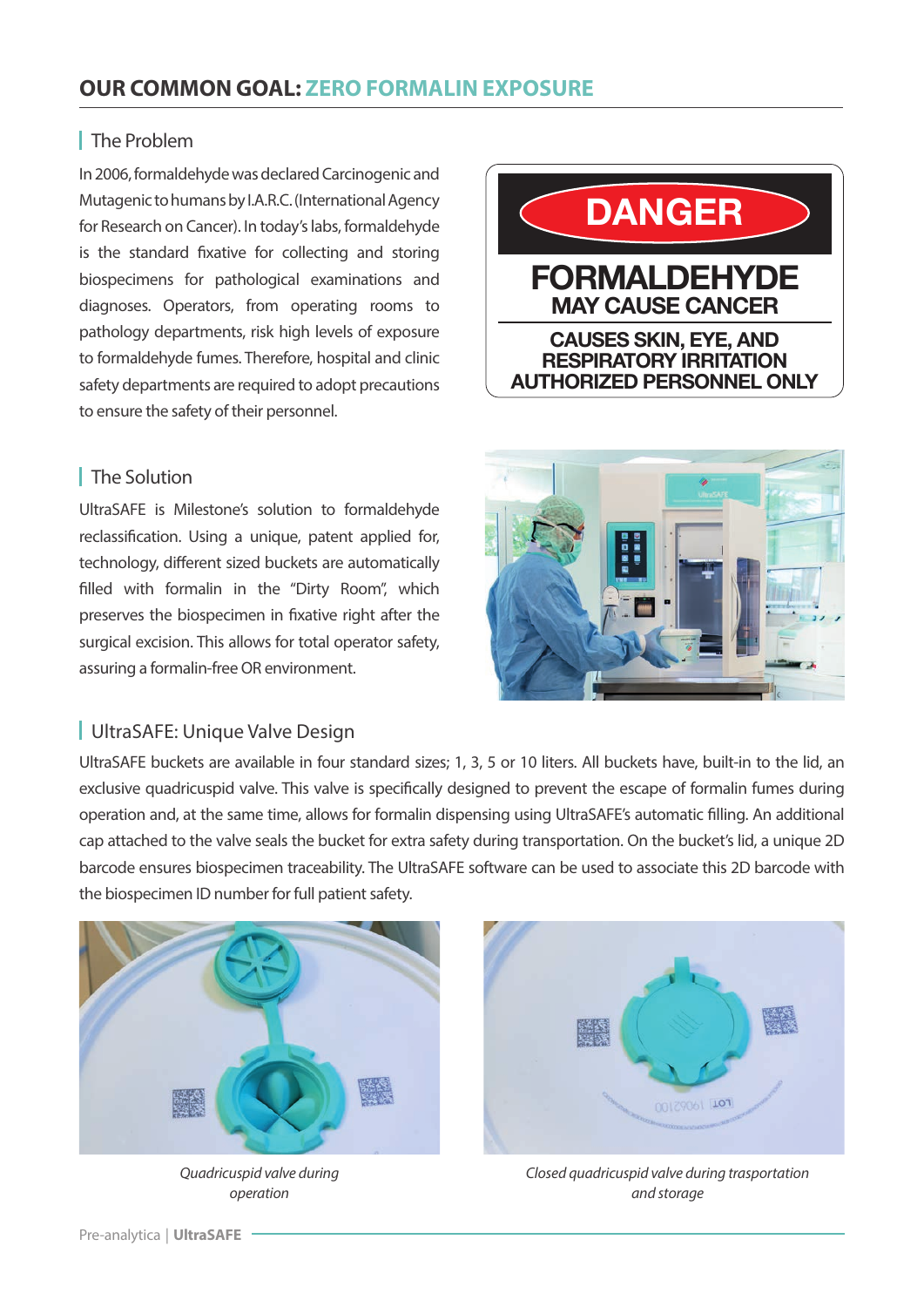## OUR COMMON GOAL: ZERO FORMALIN EXPOSURE

### The Problem

In 2006, formaldehyde was declared Carcinogenic and Mutagenic to humans by I.A.R.C. (International Agency for Research on Cancer). In today's labs, formaldehyde is the standard fixative for collecting and storing biospecimens for pathological examinations and diagnoses. Operators, from operating rooms to pathology departments, risk high levels of exposure to formaldehyde fumes. Therefore, hospital and clinic safety departments are required to adopt precautions to ensure the safety of their personnel.

**DANGER**

**FORMALDEHYDE**
**MAY CAUSE CANCER**

**CAUSES SKIN, EYE, AND RESPIRATORY IRRITATION**
**AUTHORIZED PERSONNEL ONLY**

### The Solution

UltraSAFE is Milestone's solution to formaldehyde reclassification. Using a unique, patent applied for, technology, different sized buckets are automatically filled with formalin in the "Dirty Room", which preserves the biospecimen in fixative right after the surgical excision. This allows for total operator safety, assuring a formalin-free OR environment.

### UltraSAFE: Unique Valve Design

UltraSAFE buckets are available in four standard sizes; 1, 3, 5 or 10 liters. All buckets have, built-in to the lid, an exclusive quadricuspid valve. This valve is specifically designed to prevent the escape of formalin fumes during operation and, at the same time, allows for formalin dispensing using UltraSAFE's automatic filling. An additional cap attached to the valve seals the bucket for extra safety during transportation. On the bucket's lid, a unique 2D barcode ensures biospecimen traceability. The UltraSAFE software can be used to associate this 2D barcode with the biospecimen ID number for full patient safety.

*Quadricuspid valve during operation*

*Closed quadricuspid valve during trasportation and storage*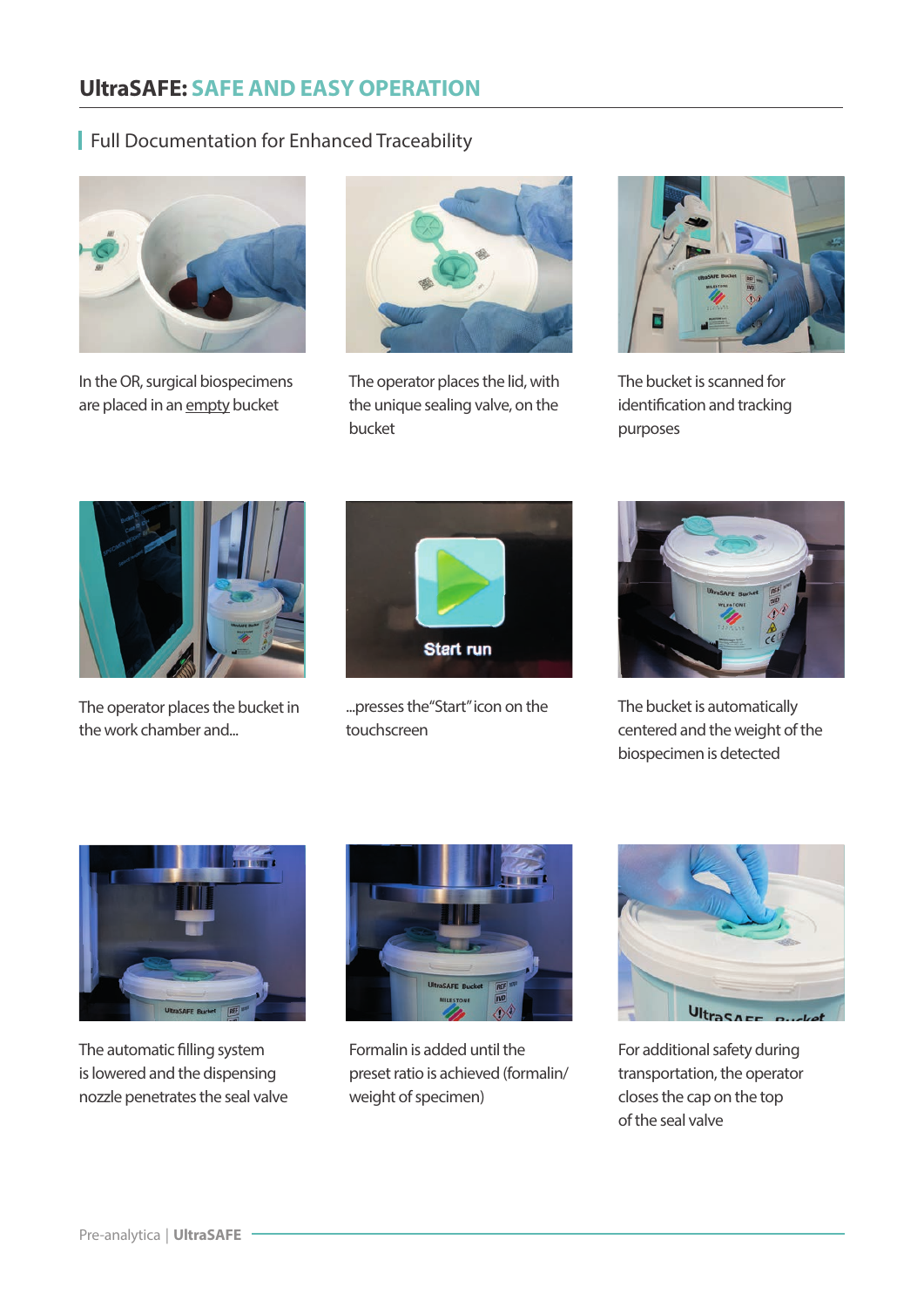## UltraSAFE: SAFE AND EASY OPERATION

### Full Documentation for Enhanced Traceability

In the OR, surgical biospecimens are placed in an empty bucket

The operator places the lid, with the unique sealing valve, on the bucket

The bucket is scanned for identification and tracking purposes

The operator places the bucket in the work chamber and...

...presses the "Start" icon on the touchscreen

The bucket is automatically centered and the weight of the biospecimen is detected

The automatic filling system is lowered and the dispensing nozzle penetrates the seal valve

Formalin is added until the preset ratio is achieved (formalin/weight of specimen)

For additional safety during transportation, the operator closes the cap on the top of the seal valve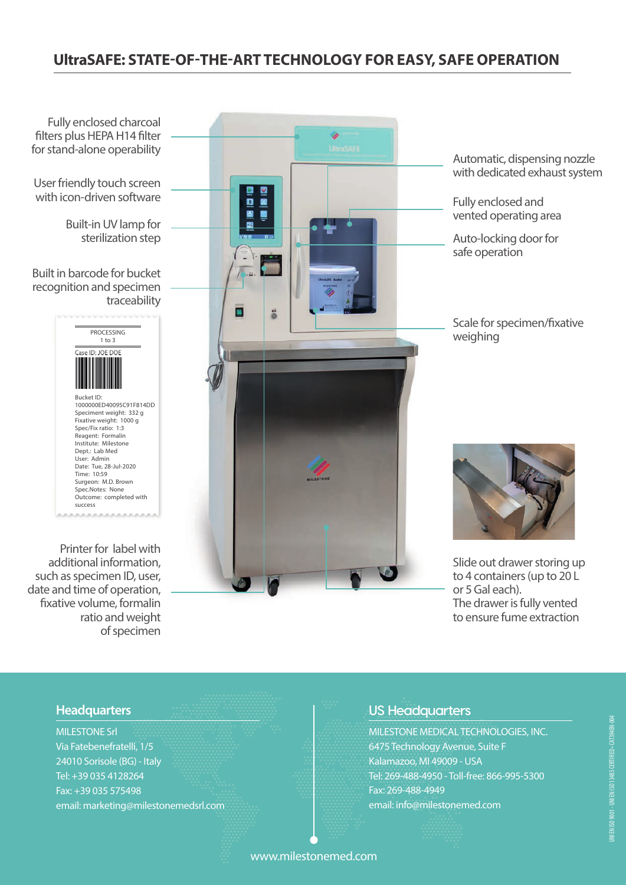## UltraSAFE: STATE-OF-THE-ART TECHNOLOGY FOR EASY, SAFE OPERATION

Fully enclosed charcoal filters plus HEPA H14 filter for stand-alone operability

User friendly touch screen with icon-driven software

Built-in UV lamp for sterilization step

Built in barcode for bucket recognition and specimen traceability

PROCESSING
1 to 3
Case ID: JOE DOE
Bucket ID: 1000000ED40095C91F814DD
Speciment weight: 332 g
Fixative weight: 1000 g
Spec/Fix ratio: 1:3
Reagent: Formalin
Institute: Milestone
Dept.: Lab Med
User: Admin
Date: Tue, 28-Jul-2020
Time: 10:59
Surgeon: M.D. Brown
Spec.Notes: None
Outcome: completed with success

Printer for label with additional information, such as specimen ID, user, date and time of operation, fixative volume, formalin ratio and weight of specimen

Automatic, dispensing nozzle with dedicated exhaust system

Fully enclosed and vented operating area

Auto-locking door for safe operation

Scale for specimen/fixative weighing

Slide out drawer storing up to 4 containers (up to 20 L or 5 Gal each). The drawer is fully vented to ensure fume extraction

### Headquarters

MILESTONE Srl
Via Fatebenefratelli, 1/5
24010 Sorisole (BG) - Italy
Tel: +39 035 4128264
Fax: +39 035 575498
email: marketing@milestonemedsrl.com

### US Headquarters

MILESTONE MEDICAL TECHNOLOGIES, INC.
6475 Technology Avenue, Suite F
Kalamazoo, MI 49009 - USA
Tel: 269-488-4950 - Toll-free: 866-995-5300
Fax: 269-488-4949
email: info@milestonemed.com

www.milestonemed.com

UNI EN ISO 9001 - UNI EN ISO 13485 CERTIFIED - CAT39484-004